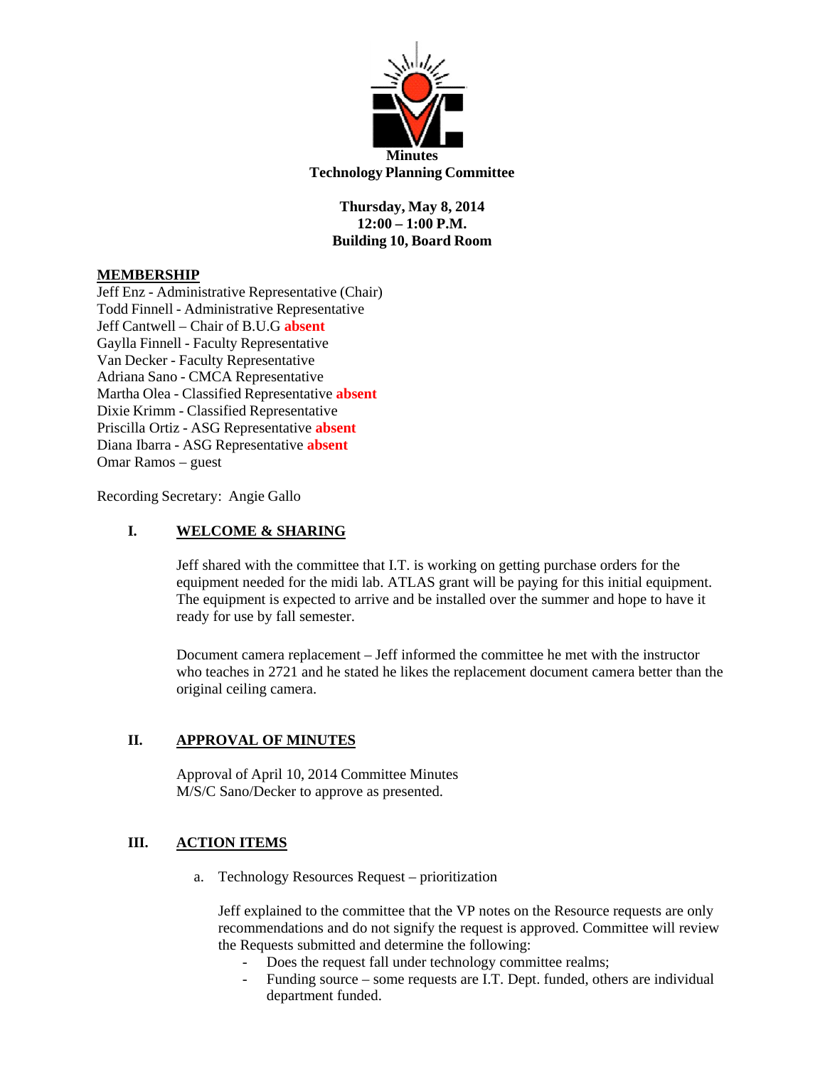**Minutes**
**Technology Planning Committee**

**Thursday, May 8, 2014**
**12:00 – 1:00 P.M.**
**Building 10, Board Room**

**MEMBERSHIP**

Jeff Enz - Administrative Representative (Chair)
Todd Finnell - Administrative Representative
Jeff Cantwell – Chair of B.U.G **absent**
Gaylla Finnell - Faculty Representative
Van Decker - Faculty Representative
Adriana Sano - CMCA Representative
Martha Olea - Classified Representative **absent**
Dixie Krimm - Classified Representative
Priscilla Ortiz - ASG Representative **absent**
Diana Ibarra - ASG Representative **absent**
Omar Ramos – guest

Recording Secretary: Angie Gallo

## I. WELCOME & SHARING

Jeff shared with the committee that I.T. is working on getting purchase orders for the equipment needed for the midi lab. ATLAS grant will be paying for this initial equipment. The equipment is expected to arrive and be installed over the summer and hope to have it ready for use by fall semester.

Document camera replacement – Jeff informed the committee he met with the instructor who teaches in 2721 and he stated he likes the replacement document camera better than the original ceiling camera.

## II. APPROVAL OF MINUTES

Approval of April 10, 2014 Committee Minutes
M/S/C Sano/Decker to approve as presented.

## III. ACTION ITEMS

a. Technology Resources Request – prioritization

Jeff explained to the committee that the VP notes on the Resource requests are only recommendations and do not signify the request is approved. Committee will review the Requests submitted and determine the following:

- Does the request fall under technology committee realms;
- Funding source – some requests are I.T. Dept. funded, others are individual department funded.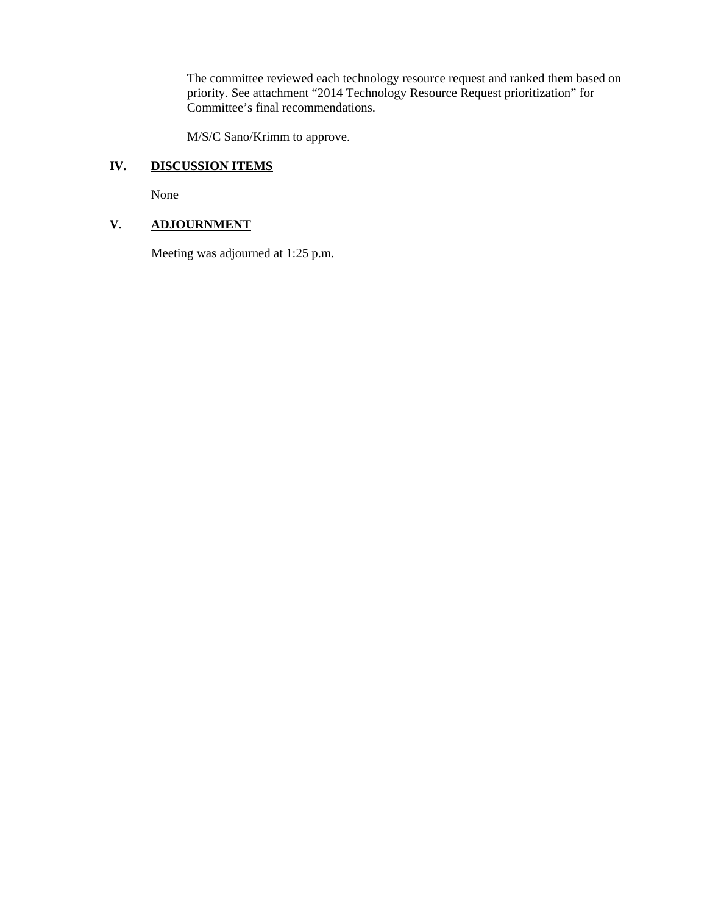The committee reviewed each technology resource request and ranked them based on priority. See attachment "2014 Technology Resource Request prioritization" for Committee's final recommendations.

M/S/C Sano/Krimm to approve.

## IV. DISCUSSION ITEMS

None

## V. ADJOURNMENT

Meeting was adjourned at 1:25 p.m.